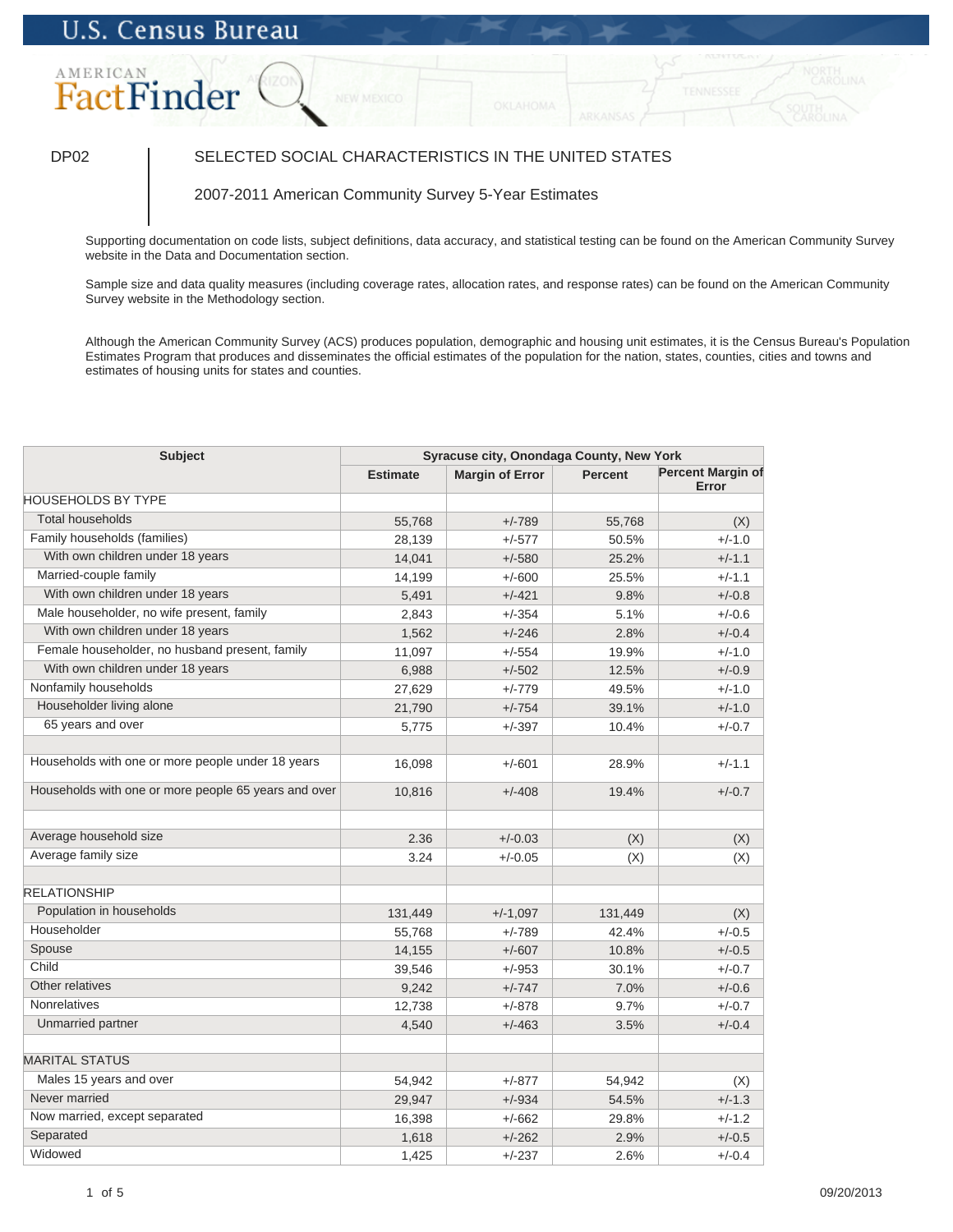U.S. Census Bureau

AMERICAN FactFinder

DP02

# SELECTED SOCIAL CHARACTERISTICS IN THE UNITED STATES

## 2007-2011 American Community Survey 5-Year Estimates

Supporting documentation on code lists, subject definitions, data accuracy, and statistical testing can be found on the American Community Survey website in the Data and Documentation section.

Sample size and data quality measures (including coverage rates, allocation rates, and response rates) can be found on the American Community Survey website in the Methodology section.

Although the American Community Survey (ACS) produces population, demographic and housing unit estimates, it is the Census Bureau's Population Estimates Program that produces and disseminates the official estimates of the population for the nation, states, counties, cities and towns and estimates of housing units for states and counties.

| Subject | Syracuse city, Onondaga County, New York | | | |
|---|---|---|---|---|
| | Estimate | Margin of Error | Percent | Percent Margin of Error |
| HOUSEHOLDS BY TYPE | | | | |
| Total households | 55,768 | +/-789 | 55,768 | (X) |
| Family households (families) | 28,139 | +/-577 | 50.5% | +/-1.0 |
| With own children under 18 years | 14,041 | +/-580 | 25.2% | +/-1.1 |
| Married-couple family | 14,199 | +/-600 | 25.5% | +/-1.1 |
| With own children under 18 years | 5,491 | +/-421 | 9.8% | +/-0.8 |
| Male householder, no wife present, family | 2,843 | +/-354 | 5.1% | +/-0.6 |
| With own children under 18 years | 1,562 | +/-246 | 2.8% | +/-0.4 |
| Female householder, no husband present, family | 11,097 | +/-554 | 19.9% | +/-1.0 |
| With own children under 18 years | 6,988 | +/-502 | 12.5% | +/-0.9 |
| Nonfamily households | 27,629 | +/-779 | 49.5% | +/-1.0 |
| Householder living alone | 21,790 | +/-754 | 39.1% | +/-1.0 |
| 65 years and over | 5,775 | +/-397 | 10.4% | +/-0.7 |
| | | | | |
| Households with one or more people under 18 years | 16,098 | +/-601 | 28.9% | +/-1.1 |
| Households with one or more people 65 years and over | 10,816 | +/-408 | 19.4% | +/-0.7 |
| | | | | |
| Average household size | 2.36 | +/-0.03 | (X) | (X) |
| Average family size | 3.24 | +/-0.05 | (X) | (X) |
| | | | | |
| RELATIONSHIP | | | | |
| Population in households | 131,449 | +/-1,097 | 131,449 | (X) |
| Householder | 55,768 | +/-789 | 42.4% | +/-0.5 |
| Spouse | 14,155 | +/-607 | 10.8% | +/-0.5 |
| Child | 39,546 | +/-953 | 30.1% | +/-0.7 |
| Other relatives | 9,242 | +/-747 | 7.0% | +/-0.6 |
| Nonrelatives | 12,738 | +/-878 | 9.7% | +/-0.7 |
| Unmarried partner | 4,540 | +/-463 | 3.5% | +/-0.4 |
| | | | | |
| MARITAL STATUS | | | | |
| Males 15 years and over | 54,942 | +/-877 | 54,942 | (X) |
| Never married | 29,947 | +/-934 | 54.5% | +/-1.3 |
| Now married, except separated | 16,398 | +/-662 | 29.8% | +/-1.2 |
| Separated | 1,618 | +/-262 | 2.9% | +/-0.5 |
| Widowed | 1,425 | +/-237 | 2.6% | +/-0.4 |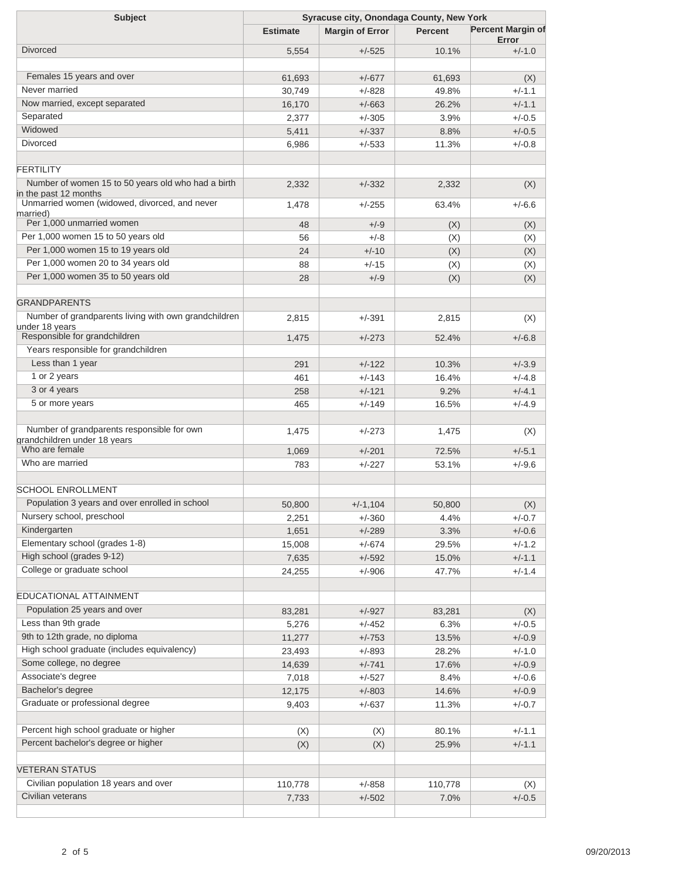| Subject | Syracuse city, Onondaga County, New York | | | |
|---|---|---|---|---|
| | Estimate | Margin of Error | Percent | Percent Margin of Error |
| Divorced | 5,554 | +/-525 | 10.1% | +/-1.0 |
| | | | | |
| Females 15 years and over | 61,693 | +/-677 | 61,693 | (X) |
| Never married | 30,749 | +/-828 | 49.8% | +/-1.1 |
| Now married, except separated | 16,170 | +/-663 | 26.2% | +/-1.1 |
| Separated | 2,377 | +/-305 | 3.9% | +/-0.5 |
| Widowed | 5,411 | +/-337 | 8.8% | +/-0.5 |
| Divorced | 6,986 | +/-533 | 11.3% | +/-0.8 |
| | | | | |
| FERTILITY | | | | |
| Number of women 15 to 50 years old who had a birth in the past 12 months | 2,332 | +/-332 | 2,332 | (X) |
| Unmarried women (widowed, divorced, and never married) | 1,478 | +/-255 | 63.4% | +/-6.6 |
| Per 1,000 unmarried women | 48 | +/-9 | (X) | (X) |
| Per 1,000 women 15 to 50 years old | 56 | +/-8 | (X) | (X) |
| Per 1,000 women 15 to 19 years old | 24 | +/-10 | (X) | (X) |
| Per 1,000 women 20 to 34 years old | 88 | +/-15 | (X) | (X) |
| Per 1,000 women 35 to 50 years old | 28 | +/-9 | (X) | (X) |
| | | | | |
| GRANDPARENTS | | | | |
| Number of grandparents living with own grandchildren under 18 years | 2,815 | +/-391 | 2,815 | (X) |
| Responsible for grandchildren | 1,475 | +/-273 | 52.4% | +/-6.8 |
| Years responsible for grandchildren | | | | |
| Less than 1 year | 291 | +/-122 | 10.3% | +/-3.9 |
| 1 or 2 years | 461 | +/-143 | 16.4% | +/-4.8 |
| 3 or 4 years | 258 | +/-121 | 9.2% | +/-4.1 |
| 5 or more years | 465 | +/-149 | 16.5% | +/-4.9 |
| | | | | |
| Number of grandparents responsible for own grandchildren under 18 years | 1,475 | +/-273 | 1,475 | (X) |
| Who are female | 1,069 | +/-201 | 72.5% | +/-5.1 |
| Who are married | 783 | +/-227 | 53.1% | +/-9.6 |
| | | | | |
| SCHOOL ENROLLMENT | | | | |
| Population 3 years and over enrolled in school | 50,800 | +/-1,104 | 50,800 | (X) |
| Nursery school, preschool | 2,251 | +/-360 | 4.4% | +/-0.7 |
| Kindergarten | 1,651 | +/-289 | 3.3% | +/-0.6 |
| Elementary school (grades 1-8) | 15,008 | +/-674 | 29.5% | +/-1.2 |
| High school (grades 9-12) | 7,635 | +/-592 | 15.0% | +/-1.1 |
| College or graduate school | 24,255 | +/-906 | 47.7% | +/-1.4 |
| | | | | |
| EDUCATIONAL ATTAINMENT | | | | |
| Population 25 years and over | 83,281 | +/-927 | 83,281 | (X) |
| Less than 9th grade | 5,276 | +/-452 | 6.3% | +/-0.5 |
| 9th to 12th grade, no diploma | 11,277 | +/-753 | 13.5% | +/-0.9 |
| High school graduate (includes equivalency) | 23,493 | +/-893 | 28.2% | +/-1.0 |
| Some college, no degree | 14,639 | +/-741 | 17.6% | +/-0.9 |
| Associate's degree | 7,018 | +/-527 | 8.4% | +/-0.6 |
| Bachelor's degree | 12,175 | +/-803 | 14.6% | +/-0.9 |
| Graduate or professional degree | 9,403 | +/-637 | 11.3% | +/-0.7 |
| | | | | |
| Percent high school graduate or higher | (X) | (X) | 80.1% | +/-1.1 |
| Percent bachelor's degree or higher | (X) | (X) | 25.9% | +/-1.1 |
| | | | | |
| VETERAN STATUS | | | | |
| Civilian population 18 years and over | 110,778 | +/-858 | 110,778 | (X) |
| Civilian veterans | 7,733 | +/-502 | 7.0% | +/-0.5 |
| | | | | |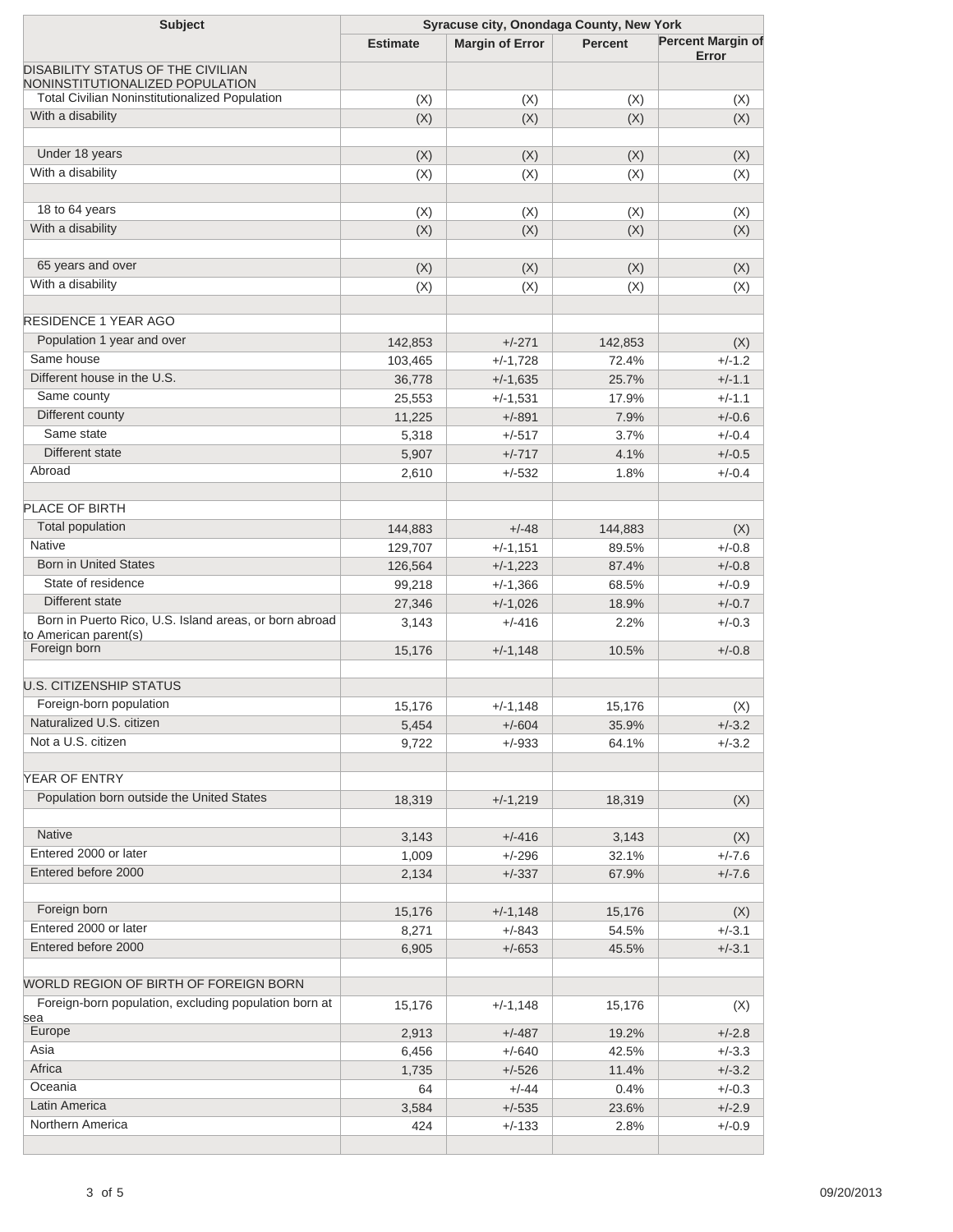| Subject | Syracuse city, Onondaga County, New York | | | |
|---|---|---|---|---|
| | Estimate | Margin of Error | Percent | Percent Margin of Error |
| DISABILITY STATUS OF THE CIVILIAN NONINSTITUTIONALIZED POPULATION | | | | |
| Total Civilian Noninstitutionalized Population | (X) | (X) | (X) | (X) |
| With a disability | (X) | (X) | (X) | (X) |
| | | | | |
| Under 18 years | (X) | (X) | (X) | (X) |
| With a disability | (X) | (X) | (X) | (X) |
| | | | | |
| 18 to 64 years | (X) | (X) | (X) | (X) |
| With a disability | (X) | (X) | (X) | (X) |
| | | | | |
| 65 years and over | (X) | (X) | (X) | (X) |
| With a disability | (X) | (X) | (X) | (X) |
| | | | | |
| RESIDENCE 1 YEAR AGO | | | | |
| Population 1 year and over | 142,853 | +/-271 | 142,853 | (X) |
| Same house | 103,465 | +/-1,728 | 72.4% | +/-1.2 |
| Different house in the U.S. | 36,778 | +/-1,635 | 25.7% | +/-1.1 |
| Same county | 25,553 | +/-1,531 | 17.9% | +/-1.1 |
| Different county | 11,225 | +/-891 | 7.9% | +/-0.6 |
| Same state | 5,318 | +/-517 | 3.7% | +/-0.4 |
| Different state | 5,907 | +/-717 | 4.1% | +/-0.5 |
| Abroad | 2,610 | +/-532 | 1.8% | +/-0.4 |
| | | | | |
| PLACE OF BIRTH | | | | |
| Total population | 144,883 | +/-48 | 144,883 | (X) |
| Native | 129,707 | +/-1,151 | 89.5% | +/-0.8 |
| Born in United States | 126,564 | +/-1,223 | 87.4% | +/-0.8 |
| State of residence | 99,218 | +/-1,366 | 68.5% | +/-0.9 |
| Different state | 27,346 | +/-1,026 | 18.9% | +/-0.7 |
| Born in Puerto Rico, U.S. Island areas, or born abroad to American parent(s) | 3,143 | +/-416 | 2.2% | +/-0.3 |
| Foreign born | 15,176 | +/-1,148 | 10.5% | +/-0.8 |
| | | | | |
| U.S. CITIZENSHIP STATUS | | | | |
| Foreign-born population | 15,176 | +/-1,148 | 15,176 | (X) |
| Naturalized U.S. citizen | 5,454 | +/-604 | 35.9% | +/-3.2 |
| Not a U.S. citizen | 9,722 | +/-933 | 64.1% | +/-3.2 |
| | | | | |
| YEAR OF ENTRY | | | | |
| Population born outside the United States | 18,319 | +/-1,219 | 18,319 | (X) |
| | | | | |
| Native | 3,143 | +/-416 | 3,143 | (X) |
| Entered 2000 or later | 1,009 | +/-296 | 32.1% | +/-7.6 |
| Entered before 2000 | 2,134 | +/-337 | 67.9% | +/-7.6 |
| | | | | |
| Foreign born | 15,176 | +/-1,148 | 15,176 | (X) |
| Entered 2000 or later | 8,271 | +/-843 | 54.5% | +/-3.1 |
| Entered before 2000 | 6,905 | +/-653 | 45.5% | +/-3.1 |
| | | | | |
| WORLD REGION OF BIRTH OF FOREIGN BORN | | | | |
| Foreign-born population, excluding population born at sea | 15,176 | +/-1,148 | 15,176 | (X) |
| Europe | 2,913 | +/-487 | 19.2% | +/-2.8 |
| Asia | 6,456 | +/-640 | 42.5% | +/-3.3 |
| Africa | 1,735 | +/-526 | 11.4% | +/-3.2 |
| Oceania | 64 | +/-44 | 0.4% | +/-0.3 |
| Latin America | 3,584 | +/-535 | 23.6% | +/-2.9 |
| Northern America | 424 | +/-133 | 2.8% | +/-0.9 |
| | | | | |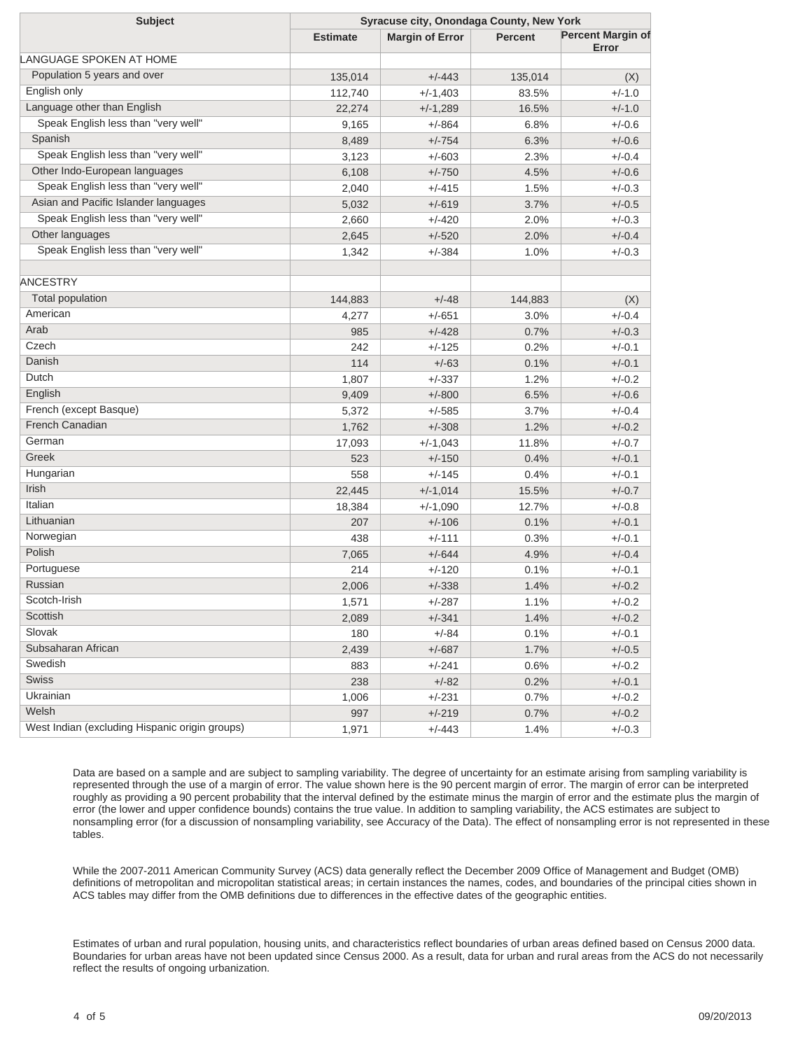| Subject | Syracuse city, Onondaga County, New York | | | |
|---|---|---|---|---|
| | Estimate | Margin of Error | Percent | Percent Margin of Error |
| LANGUAGE SPOKEN AT HOME | | | | |
| Population 5 years and over | 135,014 | +/-443 | 135,014 | (X) |
| English only | 112,740 | +/-1,403 | 83.5% | +/-1.0 |
| Language other than English | 22,274 | +/-1,289 | 16.5% | +/-1.0 |
| Speak English less than "very well" | 9,165 | +/-864 | 6.8% | +/-0.6 |
| Spanish | 8,489 | +/-754 | 6.3% | +/-0.6 |
| Speak English less than "very well" | 3,123 | +/-603 | 2.3% | +/-0.4 |
| Other Indo-European languages | 6,108 | +/-750 | 4.5% | +/-0.6 |
| Speak English less than "very well" | 2,040 | +/-415 | 1.5% | +/-0.3 |
| Asian and Pacific Islander languages | 5,032 | +/-619 | 3.7% | +/-0.5 |
| Speak English less than "very well" | 2,660 | +/-420 | 2.0% | +/-0.3 |
| Other languages | 2,645 | +/-520 | 2.0% | +/-0.4 |
| Speak English less than "very well" | 1,342 | +/-384 | 1.0% | +/-0.3 |
| | | | | |
| ANCESTRY | | | | |
| Total population | 144,883 | +/-48 | 144,883 | (X) |
| American | 4,277 | +/-651 | 3.0% | +/-0.4 |
| Arab | 985 | +/-428 | 0.7% | +/-0.3 |
| Czech | 242 | +/-125 | 0.2% | +/-0.1 |
| Danish | 114 | +/-63 | 0.1% | +/-0.1 |
| Dutch | 1,807 | +/-337 | 1.2% | +/-0.2 |
| English | 9,409 | +/-800 | 6.5% | +/-0.6 |
| French (except Basque) | 5,372 | +/-585 | 3.7% | +/-0.4 |
| French Canadian | 1,762 | +/-308 | 1.2% | +/-0.2 |
| German | 17,093 | +/-1,043 | 11.8% | +/-0.7 |
| Greek | 523 | +/-150 | 0.4% | +/-0.1 |
| Hungarian | 558 | +/-145 | 0.4% | +/-0.1 |
| Irish | 22,445 | +/-1,014 | 15.5% | +/-0.7 |
| Italian | 18,384 | +/-1,090 | 12.7% | +/-0.8 |
| Lithuanian | 207 | +/-106 | 0.1% | +/-0.1 |
| Norwegian | 438 | +/-111 | 0.3% | +/-0.1 |
| Polish | 7,065 | +/-644 | 4.9% | +/-0.4 |
| Portuguese | 214 | +/-120 | 0.1% | +/-0.1 |
| Russian | 2,006 | +/-338 | 1.4% | +/-0.2 |
| Scotch-Irish | 1,571 | +/-287 | 1.1% | +/-0.2 |
| Scottish | 2,089 | +/-341 | 1.4% | +/-0.2 |
| Slovak | 180 | +/-84 | 0.1% | +/-0.1 |
| Subsaharan African | 2,439 | +/-687 | 1.7% | +/-0.5 |
| Swedish | 883 | +/-241 | 0.6% | +/-0.2 |
| Swiss | 238 | +/-82 | 0.2% | +/-0.1 |
| Ukrainian | 1,006 | +/-231 | 0.7% | +/-0.2 |
| Welsh | 997 | +/-219 | 0.7% | +/-0.2 |
| West Indian (excluding Hispanic origin groups) | 1,971 | +/-443 | 1.4% | +/-0.3 |

Data are based on a sample and are subject to sampling variability. The degree of uncertainty for an estimate arising from sampling variability is represented through the use of a margin of error. The value shown here is the 90 percent margin of error. The margin of error can be interpreted roughly as providing a 90 percent probability that the interval defined by the estimate minus the margin of error and the estimate plus the margin of error (the lower and upper confidence bounds) contains the true value. In addition to sampling variability, the ACS estimates are subject to nonsampling error (for a discussion of nonsampling variability, see Accuracy of the Data). The effect of nonsampling error is not represented in these tables.

While the 2007-2011 American Community Survey (ACS) data generally reflect the December 2009 Office of Management and Budget (OMB) definitions of metropolitan and micropolitan statistical areas; in certain instances the names, codes, and boundaries of the principal cities shown in ACS tables may differ from the OMB definitions due to differences in the effective dates of the geographic entities.

Estimates of urban and rural population, housing units, and characteristics reflect boundaries of urban areas defined based on Census 2000 data. Boundaries for urban areas have not been updated since Census 2000. As a result, data for urban and rural areas from the ACS do not necessarily reflect the results of ongoing urbanization.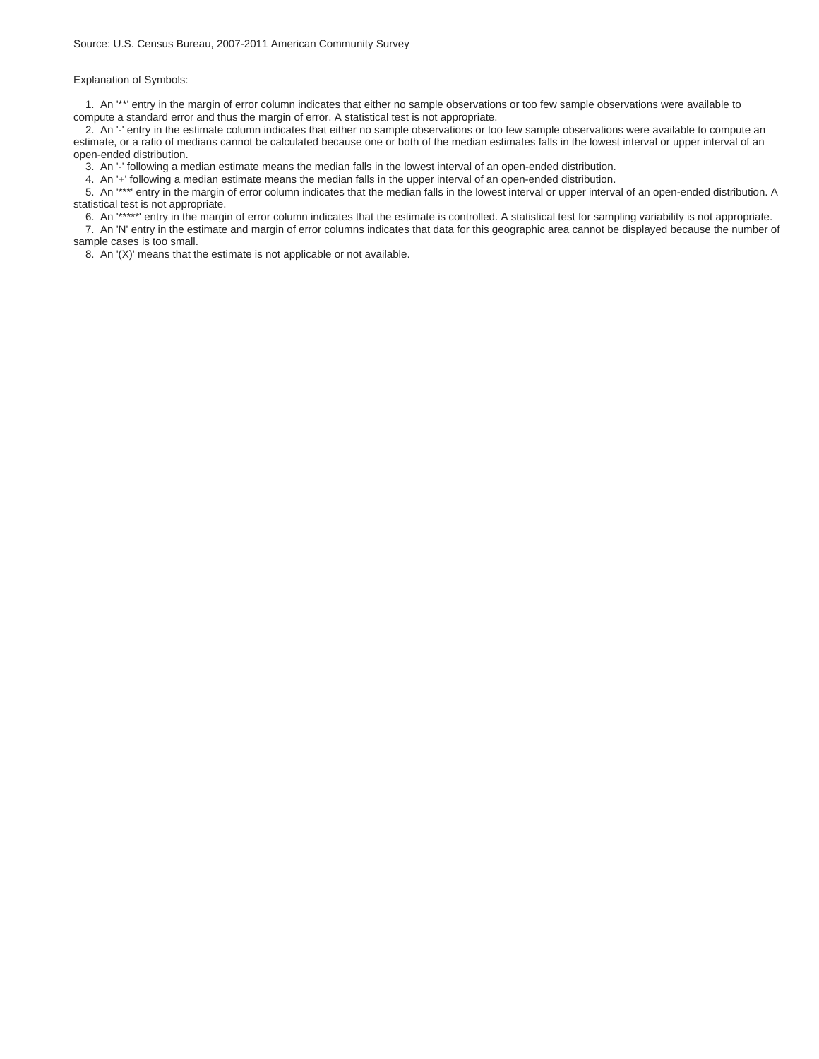Source: U.S. Census Bureau, 2007-2011 American Community Survey

Explanation of Symbols:

1. An '**' entry in the margin of error column indicates that either no sample observations or too few sample observations were available to compute a standard error and thus the margin of error. A statistical test is not appropriate.
2. An '-' entry in the estimate column indicates that either no sample observations or too few sample observations were available to compute an estimate, or a ratio of medians cannot be calculated because one or both of the median estimates falls in the lowest interval or upper interval of an open-ended distribution.
3. An '-' following a median estimate means the median falls in the lowest interval of an open-ended distribution.
4. An '+' following a median estimate means the median falls in the upper interval of an open-ended distribution.
5. An '***' entry in the margin of error column indicates that the median falls in the lowest interval or upper interval of an open-ended distribution. A statistical test is not appropriate.
6. An '*****' entry in the margin of error column indicates that the estimate is controlled. A statistical test for sampling variability is not appropriate.
7. An 'N' entry in the estimate and margin of error columns indicates that data for this geographic area cannot be displayed because the number of sample cases is too small.
8. An '(X)' means that the estimate is not applicable or not available.